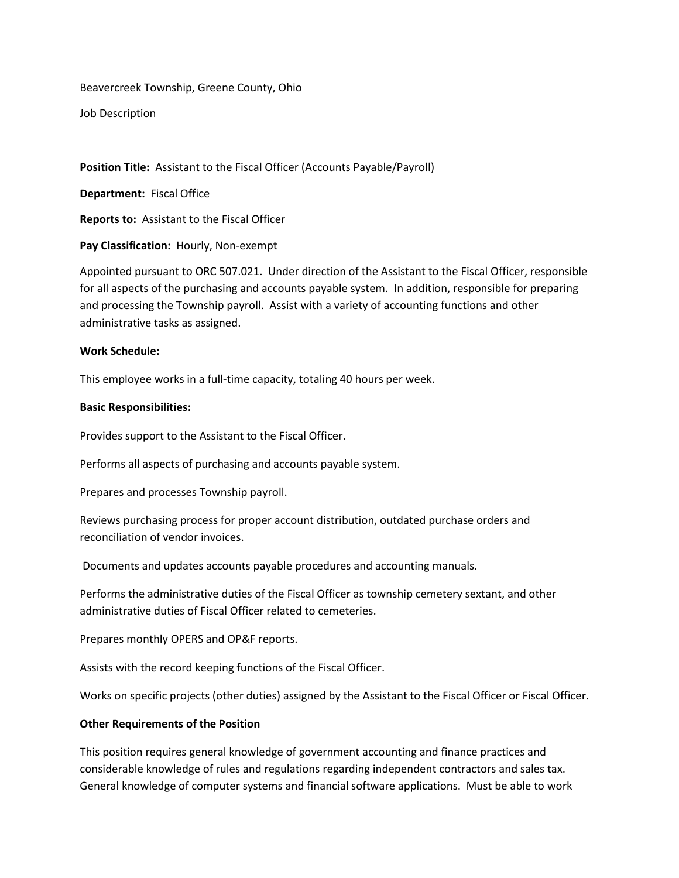Beavercreek Township, Greene County, Ohio

Job Description

**Position Title:** Assistant to the Fiscal Officer (Accounts Payable/Payroll)

**Department:** Fiscal Office

**Reports to:** Assistant to the Fiscal Officer

**Pay Classification:** Hourly, Non-exempt

Appointed pursuant to ORC 507.021. Under direction of the Assistant to the Fiscal Officer, responsible for all aspects of the purchasing and accounts payable system. In addition, responsible for preparing and processing the Township payroll. Assist with a variety of accounting functions and other administrative tasks as assigned.

**Work Schedule:**

This employee works in a full-time capacity, totaling 40 hours per week.

**Basic Responsibilities:**

Provides support to the Assistant to the Fiscal Officer.

Performs all aspects of purchasing and accounts payable system.

Prepares and processes Township payroll.

Reviews purchasing process for proper account distribution, outdated purchase orders and reconciliation of vendor invoices.

Documents and updates accounts payable procedures and accounting manuals.

Performs the administrative duties of the Fiscal Officer as township cemetery sextant, and other administrative duties of Fiscal Officer related to cemeteries.

Prepares monthly OPERS and OP&F reports.

Assists with the record keeping functions of the Fiscal Officer.

Works on specific projects (other duties) assigned by the Assistant to the Fiscal Officer or Fiscal Officer.

**Other Requirements of the Position**

This position requires general knowledge of government accounting and finance practices and considerable knowledge of rules and regulations regarding independent contractors and sales tax. General knowledge of computer systems and financial software applications. Must be able to work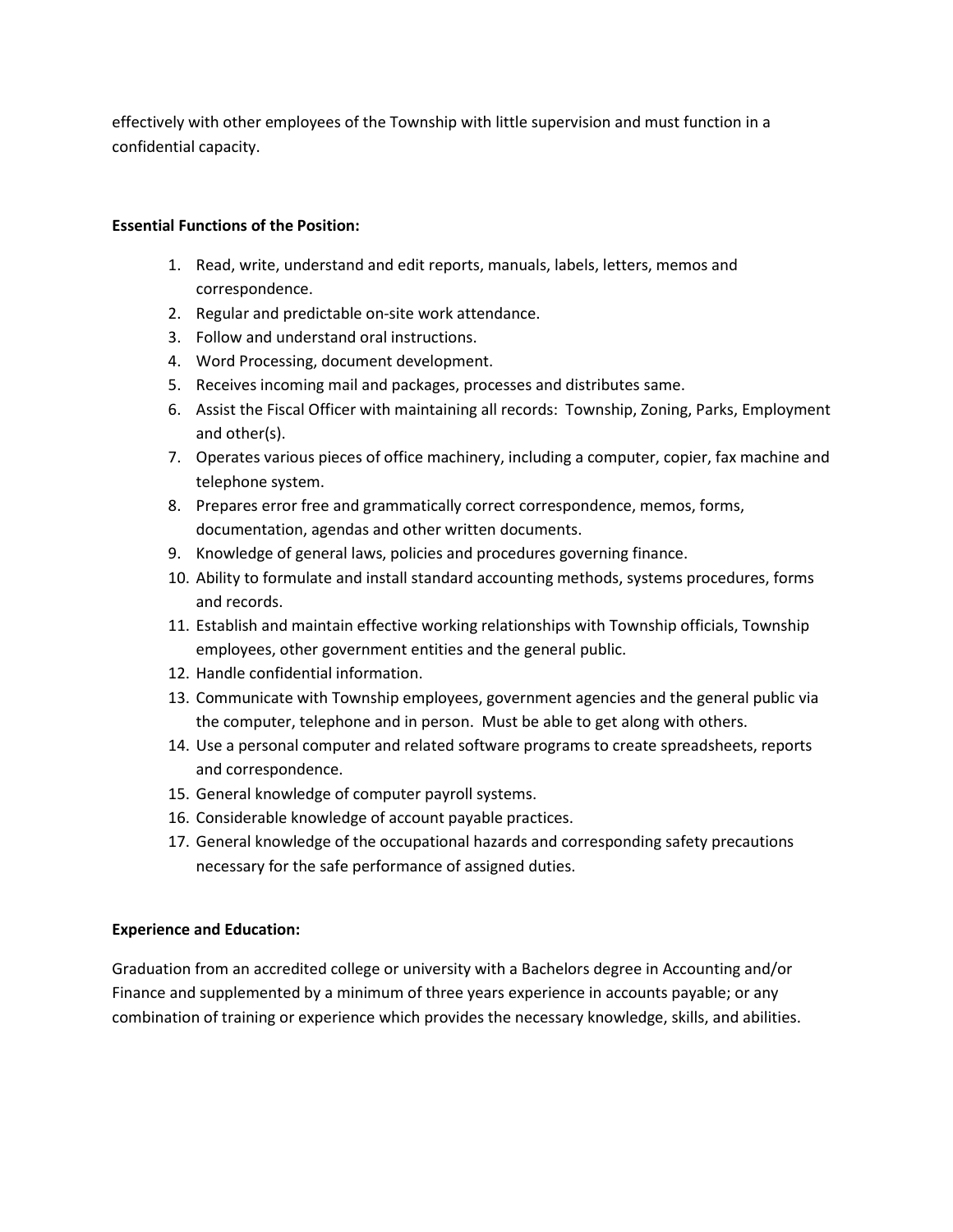effectively with other employees of the Township with little supervision and must function in a confidential capacity.

**Essential Functions of the Position:**

1. Read, write, understand and edit reports, manuals, labels, letters, memos and correspondence.
2. Regular and predictable on-site work attendance.
3. Follow and understand oral instructions.
4. Word Processing, document development.
5. Receives incoming mail and packages, processes and distributes same.
6. Assist the Fiscal Officer with maintaining all records: Township, Zoning, Parks, Employment and other(s).
7. Operates various pieces of office machinery, including a computer, copier, fax machine and telephone system.
8. Prepares error free and grammatically correct correspondence, memos, forms, documentation, agendas and other written documents.
9. Knowledge of general laws, policies and procedures governing finance.
10. Ability to formulate and install standard accounting methods, systems procedures, forms and records.
11. Establish and maintain effective working relationships with Township officials, Township employees, other government entities and the general public.
12. Handle confidential information.
13. Communicate with Township employees, government agencies and the general public via the computer, telephone and in person. Must be able to get along with others.
14. Use a personal computer and related software programs to create spreadsheets, reports and correspondence.
15. General knowledge of computer payroll systems.
16. Considerable knowledge of account payable practices.
17. General knowledge of the occupational hazards and corresponding safety precautions necessary for the safe performance of assigned duties.

**Experience and Education:**

Graduation from an accredited college or university with a Bachelors degree in Accounting and/or Finance and supplemented by a minimum of three years experience in accounts payable; or any combination of training or experience which provides the necessary knowledge, skills, and abilities.